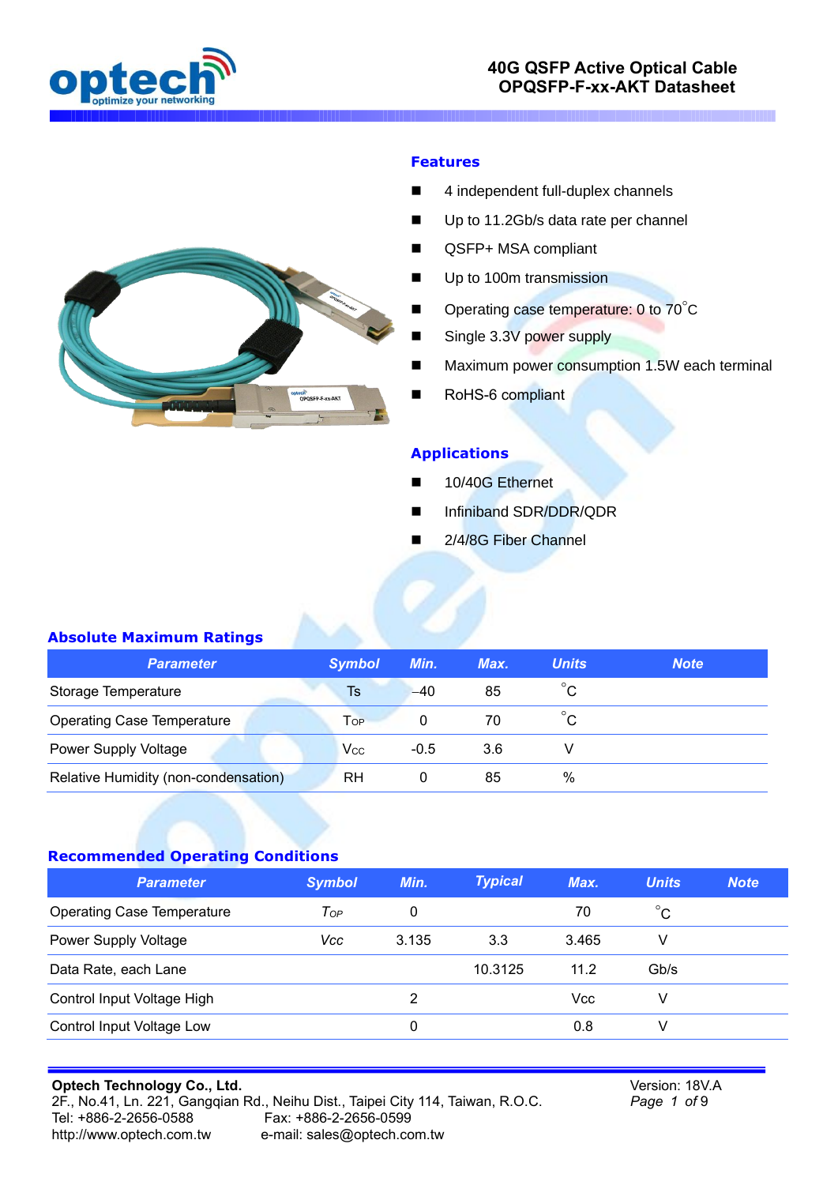# 40G QSFP Active Optical Cable OPQSFP-F-xx-AKT Datasheet

## Features

- 4 independent full-duplex channels
- Up to 11.2Gb/s data rate per channel
- QSFP+ MSA compliant
- Up to 100m transmission
- Operating case temperature: 0 to 70°C
- Single 3.3V power supply
- Maximum power consumption 1.5W each terminal
- RoHS-6 compliant

## Applications

- 10/40G Ethernet
- Infiniband SDR/DDR/QDR
- 2/4/8G Fiber Channel

## Absolute Maximum Ratings

| Parameter | Symbol | Min. | Max. | Units | Note |
|---|---|---|---|---|---|
| Storage Temperature | Ts | –40 | 85 | °C | |
| Operating Case Temperature | $T_{OP}$ | 0 | 70 | °C | |
| Power Supply Voltage | $V_{CC}$ | -0.5 | 3.6 | V | |
| Relative Humidity (non-condensation) | RH | 0 | 85 | % | |

## Recommended Operating Conditions

| Parameter | Symbol | Min. | Typical | Max. | Units | Note |
|---|---|---|---|---|---|---|
| Operating Case Temperature | $T_{OP}$ | 0 | | 70 | °C | |
| Power Supply Voltage | $V_{cc}$ | 3.135 | 3.3 | 3.465 | V | |
| Data Rate, each Lane | | | 10.3125 | 11.2 | Gb/s | |
| Control Input Voltage High | | 2 | | Vcc | V | |
| Control Input Voltage Low | | 0 | | 0.8 | V | |

**Optech Technology Co., Ltd.**
2F., No.41, Ln. 221, Gangqian Rd., Neihu Dist., Taipei City 114, Taiwan, R.O.C.
Tel: +886-2-2656-0588 Fax: +886-2-2656-0599
http://www.optech.com.tw e-mail: sales@optech.com.tw

Version: 18V.A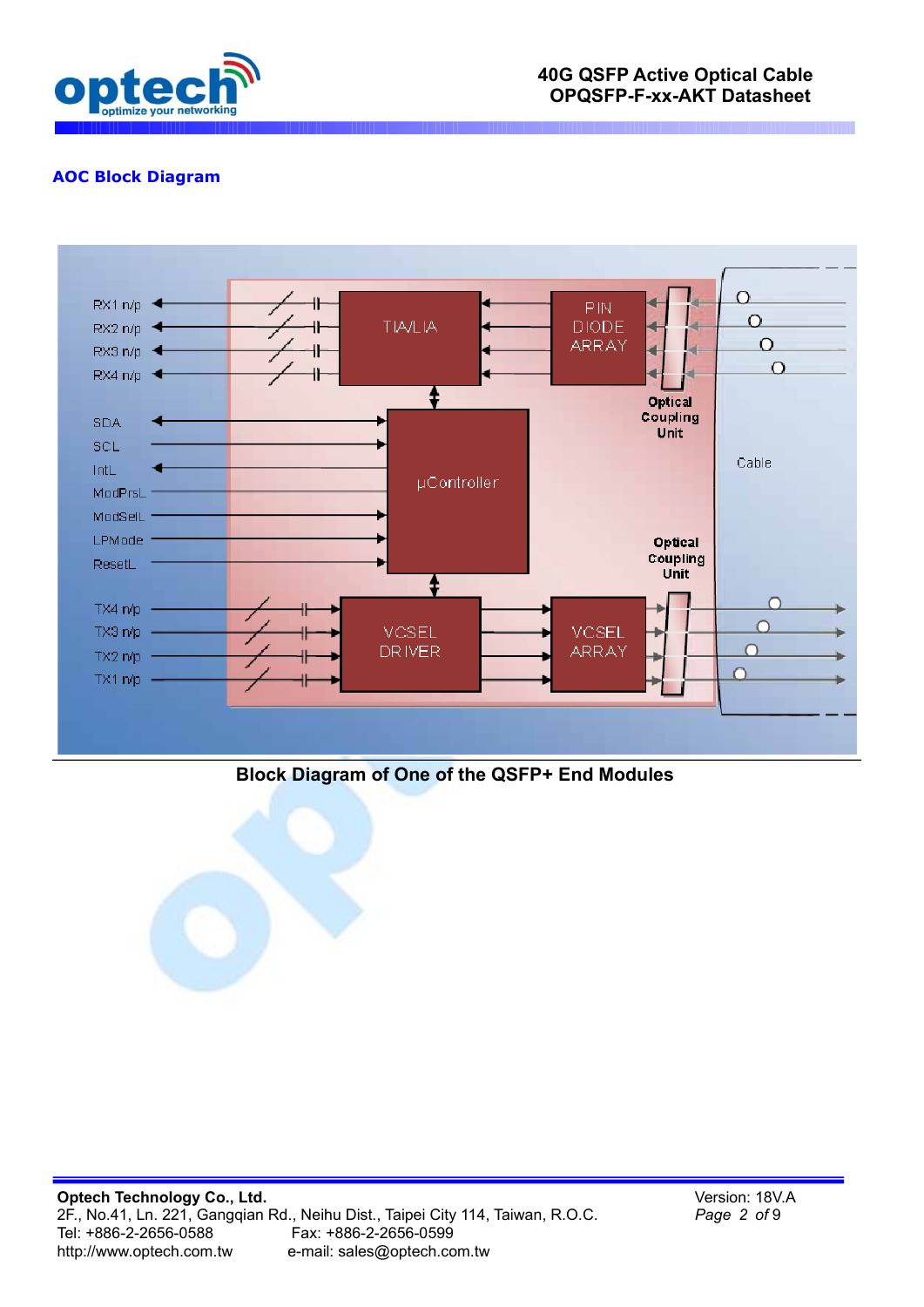## AOC Block Diagram

Block Diagram of One of the QSFP+ End Modules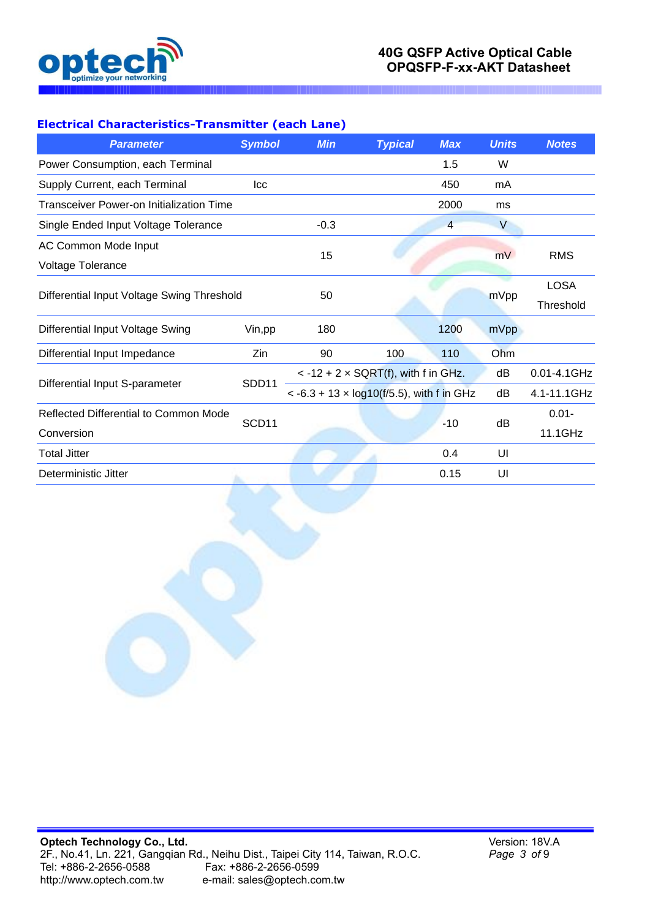## Electrical Characteristics-Transmitter (each Lane)

| Parameter | Symbol | Min | Typical | Max | Units | Notes |
|---|---|---|---|---|---|---|
| Power Consumption, each Terminal | | | | 1.5 | W | |
| Supply Current, each Terminal | Icc | | | 450 | mA | |
| Transceiver Power-on Initialization Time | | | | 2000 | ms | |
| Single Ended Input Voltage Tolerance | | -0.3 | | 4 | V | |
| AC Common Mode Input Voltage Tolerance | | 15 | | | mV | RMS |
| Differential Input Voltage Swing Threshold | | 50 | | | mVpp | LOSA Threshold |
| Differential Input Voltage Swing | Vin,pp | 180 | | 1200 | mVpp | |
| Differential Input Impedance | Zin | 90 | 100 | 110 | Ohm | |
| Differential Input S-parameter | SDD11 | < -12 + 2 × SQRT(f), with f in GHz. | | | dB | 0.01-4.1GHz |
| | | < -6.3 + 13 × log10(f/5.5), with f in GHz | | | dB | 4.1-11.1GHz |
| Reflected Differential to Common Mode Conversion | SCD11 | | | -10 | dB | 0.01-11.1GHz |
| Total Jitter | | | | 0.4 | UI | |
| Deterministic Jitter | | | | 0.15 | UI | |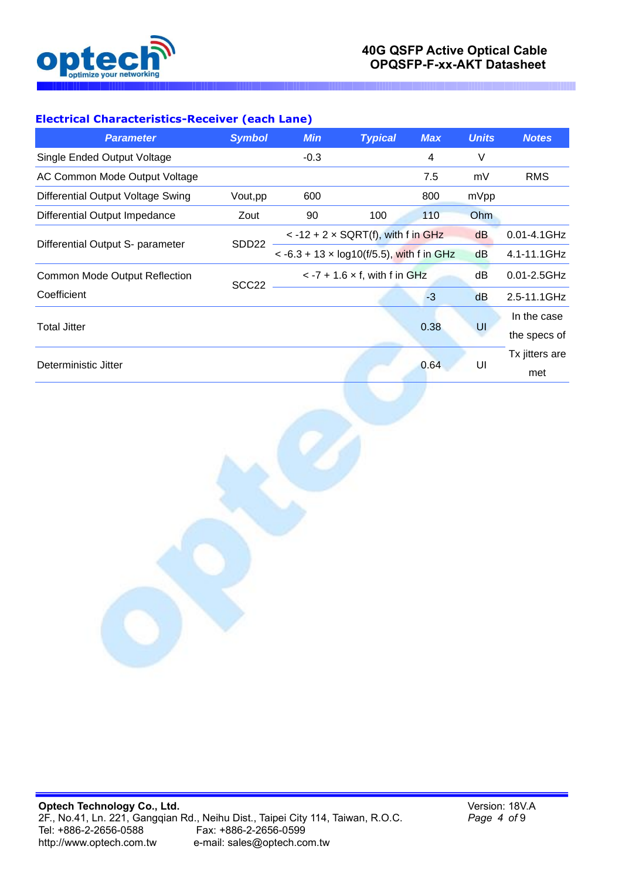### Electrical Characteristics-Receiver (each Lane)

| Parameter | Symbol | Min | Typical | Max | Units | Notes |
|---|---|---|---|---|---|---|
| Single Ended Output Voltage | | -0.3 | | 4 | V | |
| AC Common Mode Output Voltage | | | | 7.5 | mV | RMS |
| Differential Output Voltage Swing | Vout,pp | 600 | | 800 | mVpp | |
| Differential Output Impedance | Zout | 90 | 100 | 110 | Ohm | |
| Differential Output S- parameter | SDD22 | < -12 + 2 × SQRT(f), with f in GHz | | | dB | 0.01-4.1GHz |
| | | < -6.3 + 13 × log10(f/5.5), with f in GHz | | | dB | 4.1-11.1GHz |
| Common Mode Output Reflection Coefficient | SCC22 | < -7 + 1.6 × f, with f in GHz | | | dB | 0.01-2.5GHz |
| | | | | -3 | dB | 2.5-11.1GHz |
| Total Jitter | | | | 0.38 | UI | In the case the specs of Tx jitters are met |
| Deterministic Jitter | | | | 0.64 | UI | |

**Optech Technology Co., Ltd.**
2F., No.41, Ln. 221, Gangqian Rd., Neihu Dist., Taipei City 114, Taiwan, R.O.C.
Tel: +886-2-2656-0588 Fax: +886-2-2656-0599
http://www.optech.com.tw e-mail: sales@optech.com.tw

Version: 18V.A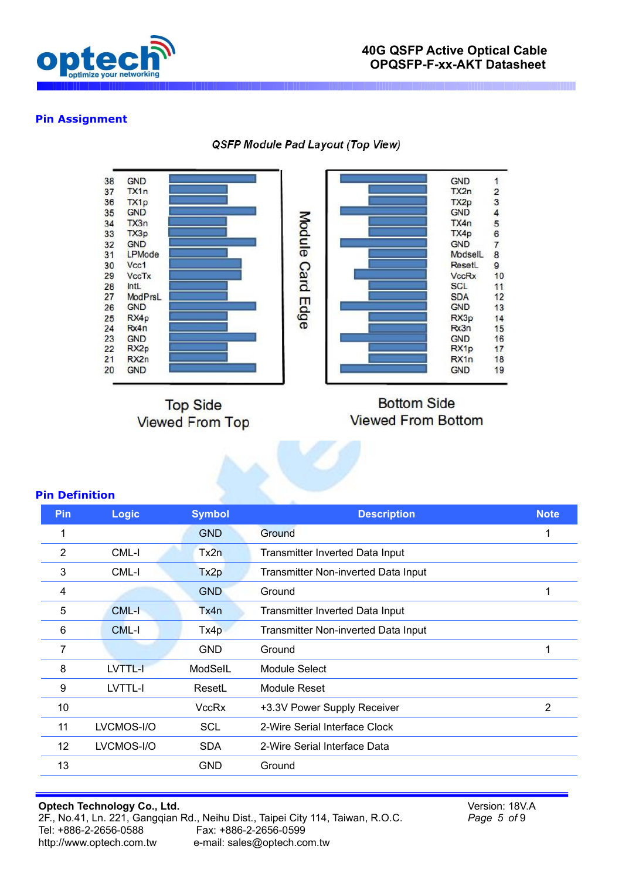## Pin Assignment

*QSFP Module Pad Layout (Top View)*

| Pin | Symbol (Top Side) |
|---|---|
| 38 | GND |
| 37 | TX1n |
| 36 | TX1p |
| 35 | GND |
| 34 | TX3n |
| 33 | TX3p |
| 32 | GND |
| 31 | LPMode |
| 30 | Vcc1 |
| 29 | VccTx |
| 28 | IntL |
| 27 | ModPrsL |
| 26 | GND |
| 25 | RX4p |
| 24 | Rx4n |
| 23 | GND |
| 22 | RX2p |
| 21 | RX2n |
| 20 | GND |

| Symbol (Bottom Side) | Pin |
|---|---|
| GND | 1 |
| TX2n | 2 |
| TX2p | 3 |
| GND | 4 |
| TX4n | 5 |
| TX4p | 6 |
| GND | 7 |
| ModselL | 8 |
| ResetL | 9 |
| VccRx | 10 |
| SCL | 11 |
| SDA | 12 |
| GND | 13 |
| RX3p | 14 |
| Rx3n | 15 |
| GND | 16 |
| RX1p | 17 |
| RX1n | 18 |
| GND | 19 |

Module Card Edge

Top Side
Viewed From Top

Bottom Side
Viewed From Bottom

## Pin Definition

| Pin | Logic | Symbol | Description | Note |
|---|---|---|---|---|
| 1 | | GND | Ground | 1 |
| 2 | CML-I | Tx2n | Transmitter Inverted Data Input | |
| 3 | CML-I | Tx2p | Transmitter Non-inverted Data Input | |
| 4 | | GND | Ground | 1 |
| 5 | CML-I | Tx4n | Transmitter Inverted Data Input | |
| 6 | CML-I | Tx4p | Transmitter Non-inverted Data Input | |
| 7 | | GND | Ground | 1 |
| 8 | LVTTL-I | ModSelL | Module Select | |
| 9 | LVTTL-I | ResetL | Module Reset | |
| 10 | | VccRx | +3.3V Power Supply Receiver | 2 |
| 11 | LVCMOS-I/O | SCL | 2-Wire Serial Interface Clock | |
| 12 | LVCMOS-I/O | SDA | 2-Wire Serial Interface Data | |
| 13 | | GND | Ground | |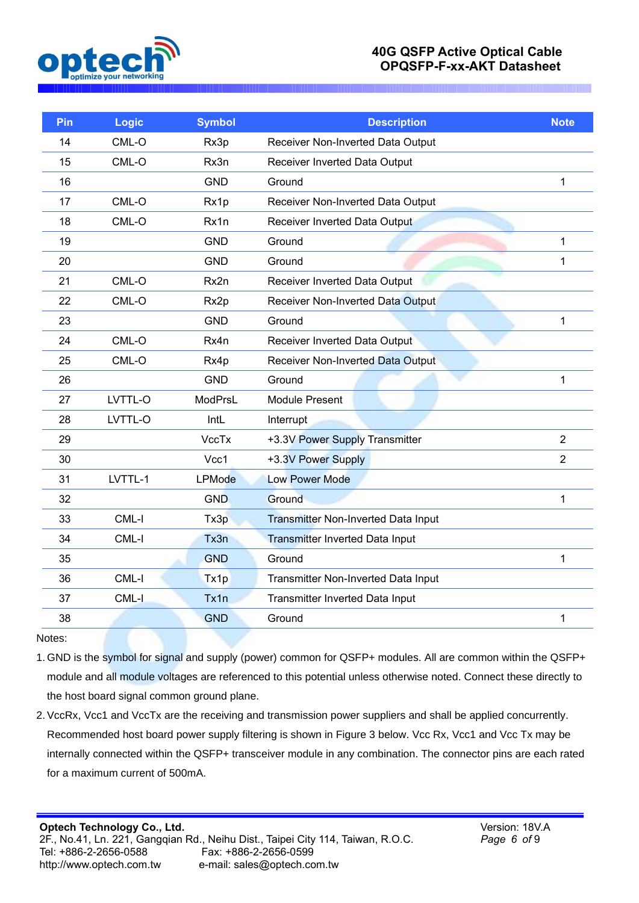| Pin | Logic | Symbol | Description | Note |
|---|---|---|---|---|
| 14 | CML-O | Rx3p | Receiver Non-Inverted Data Output | |
| 15 | CML-O | Rx3n | Receiver Inverted Data Output | |
| 16 | | GND | Ground | 1 |
| 17 | CML-O | Rx1p | Receiver Non-Inverted Data Output | |
| 18 | CML-O | Rx1n | Receiver Inverted Data Output | |
| 19 | | GND | Ground | 1 |
| 20 | | GND | Ground | 1 |
| 21 | CML-O | Rx2n | Receiver Inverted Data Output | |
| 22 | CML-O | Rx2p | Receiver Non-Inverted Data Output | |
| 23 | | GND | Ground | 1 |
| 24 | CML-O | Rx4n | Receiver Inverted Data Output | |
| 25 | CML-O | Rx4p | Receiver Non-Inverted Data Output | |
| 26 | | GND | Ground | 1 |
| 27 | LVTTL-O | ModPrsL | Module Present | |
| 28 | LVTTL-O | IntL | Interrupt | |
| 29 | | VccTx | +3.3V Power Supply Transmitter | 2 |
| 30 | | Vcc1 | +3.3V Power Supply | 2 |
| 31 | LVTTL-1 | LPMode | Low Power Mode | |
| 32 | | GND | Ground | 1 |
| 33 | CML-I | Tx3p | Transmitter Non-Inverted Data Input | |
| 34 | CML-I | Tx3n | Transmitter Inverted Data Input | |
| 35 | | GND | Ground | 1 |
| 36 | CML-I | Tx1p | Transmitter Non-Inverted Data Input | |
| 37 | CML-I | Tx1n | Transmitter Inverted Data Input | |
| 38 | | GND | Ground | 1 |

Notes:

1. GND is the symbol for signal and supply (power) common for QSFP+ modules. All are common within the QSFP+ module and all module voltages are referenced to this potential unless otherwise noted. Connect these directly to the host board signal common ground plane.
2. VccRx, Vcc1 and VccTx are the receiving and transmission power suppliers and shall be applied concurrently. Recommended host board power supply filtering is shown in Figure 3 below. Vcc Rx, Vcc1 and Vcc Tx may be internally connected within the QSFP+ transceiver module in any combination. The connector pins are each rated for a maximum current of 500mA.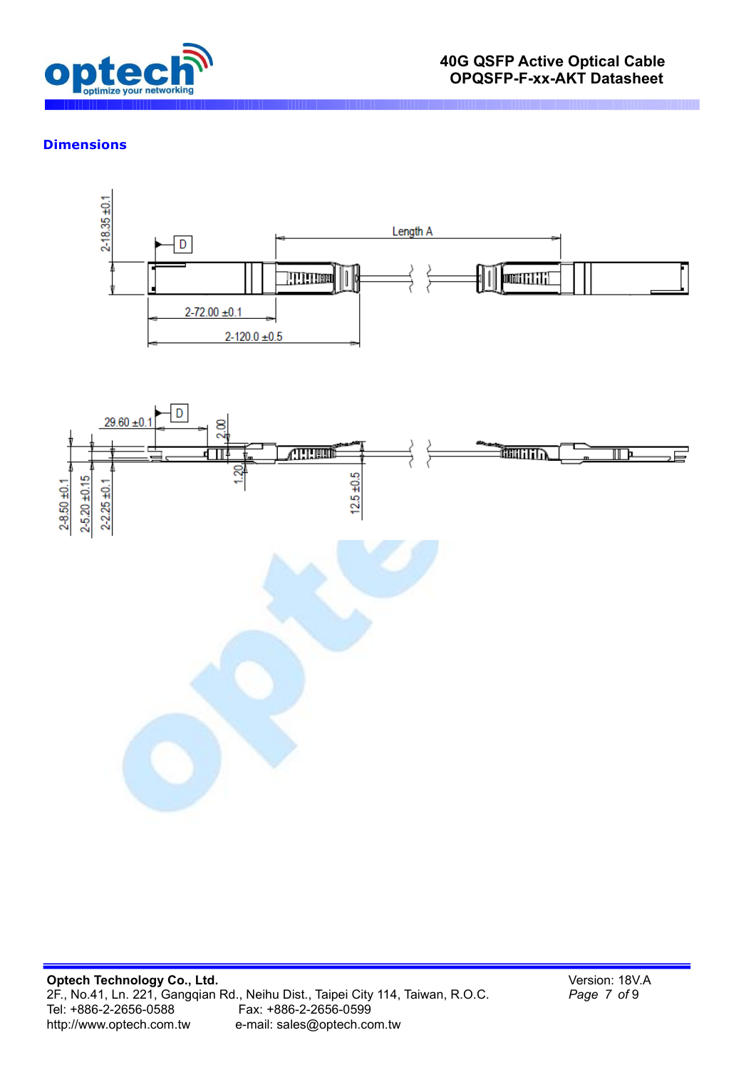## Dimensions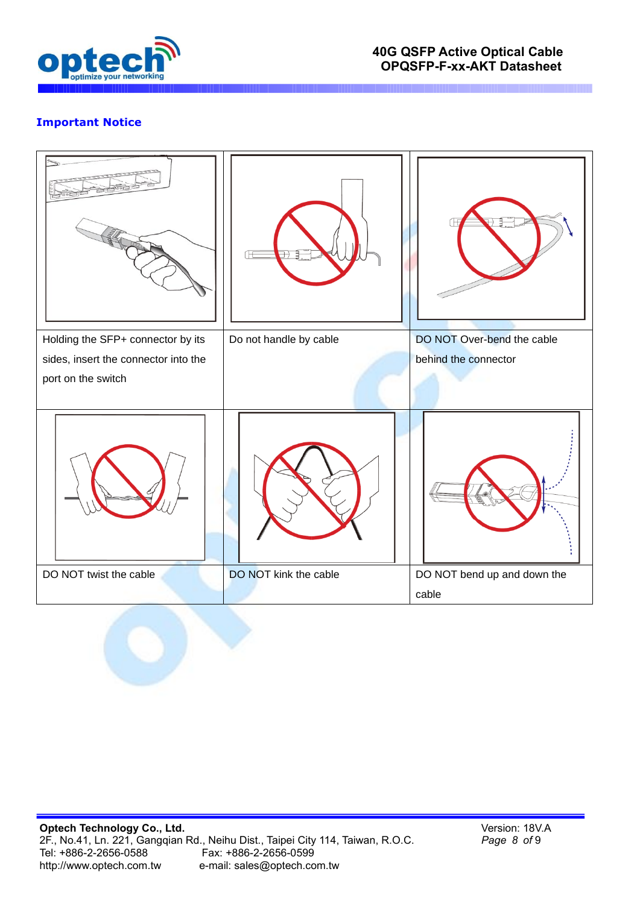## Important Notice

| | | |
|---|---|---|
| Holding the SFP+ connector by its sides, insert the connector into the port on the switch | Do not handle by cable | DO NOT Over-bend the cable behind the connector |
| DO NOT twist the cable | DO NOT kink the cable | DO NOT bend up and down the cable |

**Optech Technology Co., Ltd.**
2F., No.41, Ln. 221, Gangqian Rd., Neihu Dist., Taipei City 114, Taiwan, R.O.C.
Tel: +886-2-2656-0588 Fax: +886-2-2656-0599
http://www.optech.com.tw e-mail: sales@optech.com.tw

Version: 18V.A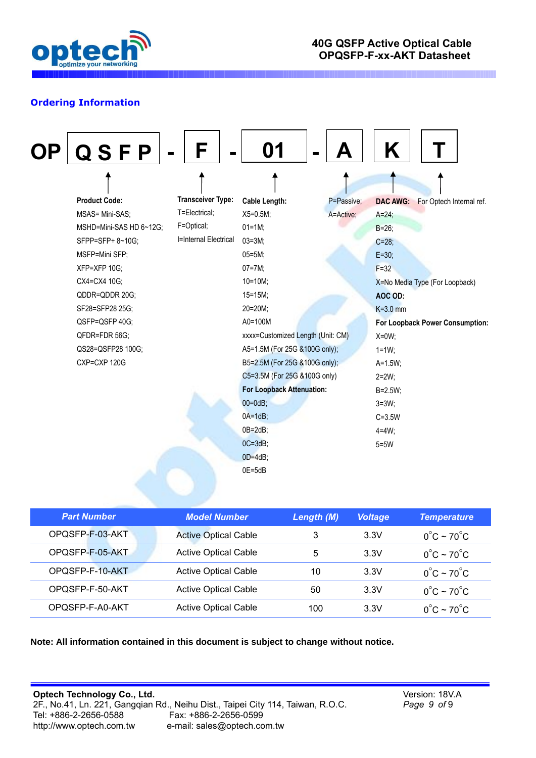## Ordering Information

OP | QSFP | - | F | - | 01 | - | A | K | T

**Product Code:**
MSAS= Mini-SAS;
MSHD=Mini-SAS HD 6~12G;
SFPP=SFP+ 8~10G;
MSFP=Mini SFP;
XFP=XFP 10G;
CX4=CX4 10G;
QDDR=QDDR 20G;
SF28=SFP28 25G;
QSFP=QSFP 40G;
QFDR=FDR 56G;
QS28=QSFP28 100G;
CXP=CXP 120G

**Transceiver Type:**
T=Electrical;
F=Optical;
I=Internal Electrical

**Cable Length:**
X5=0.5M;
01=1M;
03=3M;
05=5M;
07=7M;
10=10M;
15=15M;
20=20M;
A0=100M
xxxx=Customized Length (Unit: CM)
A5=1.5M (For 25G &100G only);
B5=2.5M (For 25G &100G only);
C5=3.5M (For 25G &100G only)

**For Loopback Attenuation:**
00=0dB;
0A=1dB;
0B=2dB;
0C=3dB;
0D=4dB;
0E=5dB

P=Passive;
A=Active;

**DAC AWG:**
A=24;
B=26;
C=28;
E=30;
F=32
X=No Media Type (For Loopback)

**AOC OD:**
K=3.0 mm

**For Loopback Power Consumption:**
X=0W;
1=1W;
A=1.5W;
2=2W;
B=2.5W;
3=3W;
C=3.5W
4=4W;
5=5W

For Optech Internal ref.

| *Part Number* | *Model Number* | *Length (M)* | *Voltage* | *Temperature* |
|---|---|---|---|---|
| OPQSFP-F-03-AKT | Active Optical Cable | 3 | 3.3V | 0°C ~ 70°C |
| OPQSFP-F-05-AKT | Active Optical Cable | 5 | 3.3V | 0°C ~ 70°C |
| OPQSFP-F-10-AKT | Active Optical Cable | 10 | 3.3V | 0°C ~ 70°C |
| OPQSFP-F-50-AKT | Active Optical Cable | 50 | 3.3V | 0°C ~ 70°C |
| OPQSFP-F-A0-AKT | Active Optical Cable | 100 | 3.3V | 0°C ~ 70°C |

**Note: All information contained in this document is subject to change without notice.**